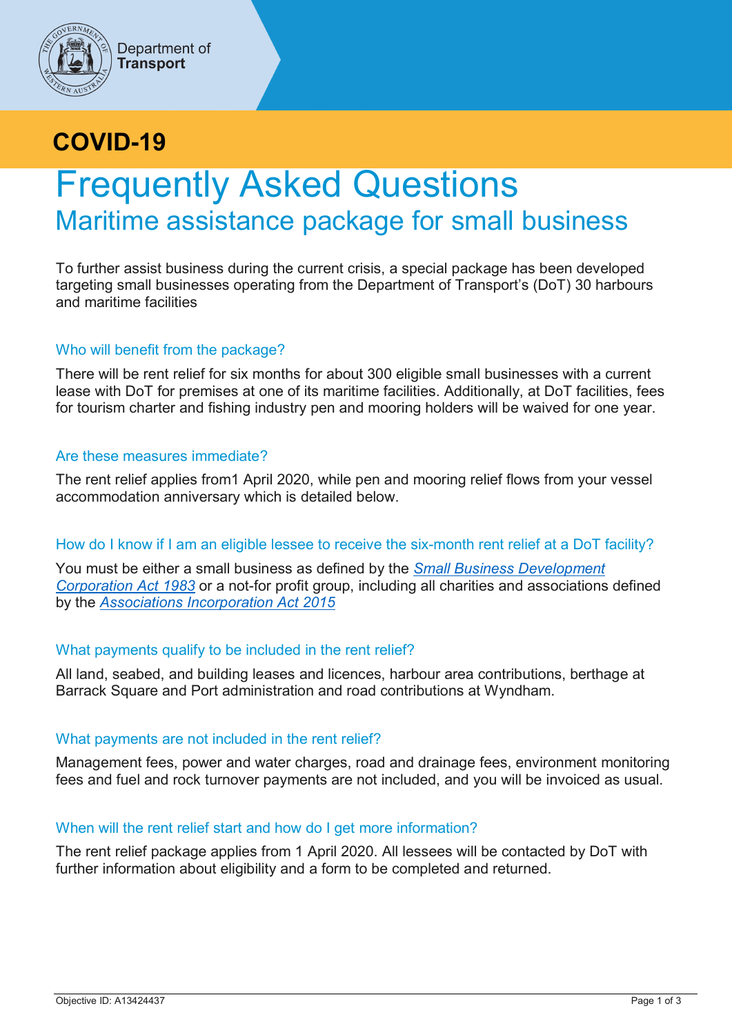Department of **Transport**

**COVID-19**

# Frequently Asked Questions

## Maritime assistance package for small business

To further assist business during the current crisis, a special package has been developed targeting small businesses operating from the Department of Transport's (DoT) 30 harbours and maritime facilities

### Who will benefit from the package?

There will be rent relief for six months for about 300 eligible small businesses with a current lease with DoT for premises at one of its maritime facilities. Additionally, at DoT facilities, fees for tourism charter and fishing industry pen and mooring holders will be waived for one year.

### Are these measures immediate?

The rent relief applies from1 April 2020, while pen and mooring relief flows from your vessel accommodation anniversary which is detailed below.

### How do I know if I am an eligible lessee to receive the six-month rent relief at a DoT facility?

You must be either a small business as defined by the *Small Business Development Corporation Act 1983* or a not-for profit group, including all charities and associations defined by the *Associations Incorporation Act 2015*

### What payments qualify to be included in the rent relief?

All land, seabed, and building leases and licences, harbour area contributions, berthage at Barrack Square and Port administration and road contributions at Wyndham.

### What payments are not included in the rent relief?

Management fees, power and water charges, road and drainage fees, environment monitoring fees and fuel and rock turnover payments are not included, and you will be invoiced as usual.

### When will the rent relief start and how do I get more information?

The rent relief package applies from 1 April 2020. All lessees will be contacted by DoT with further information about eligibility and a form to be completed and returned.

Objective ID: A13424437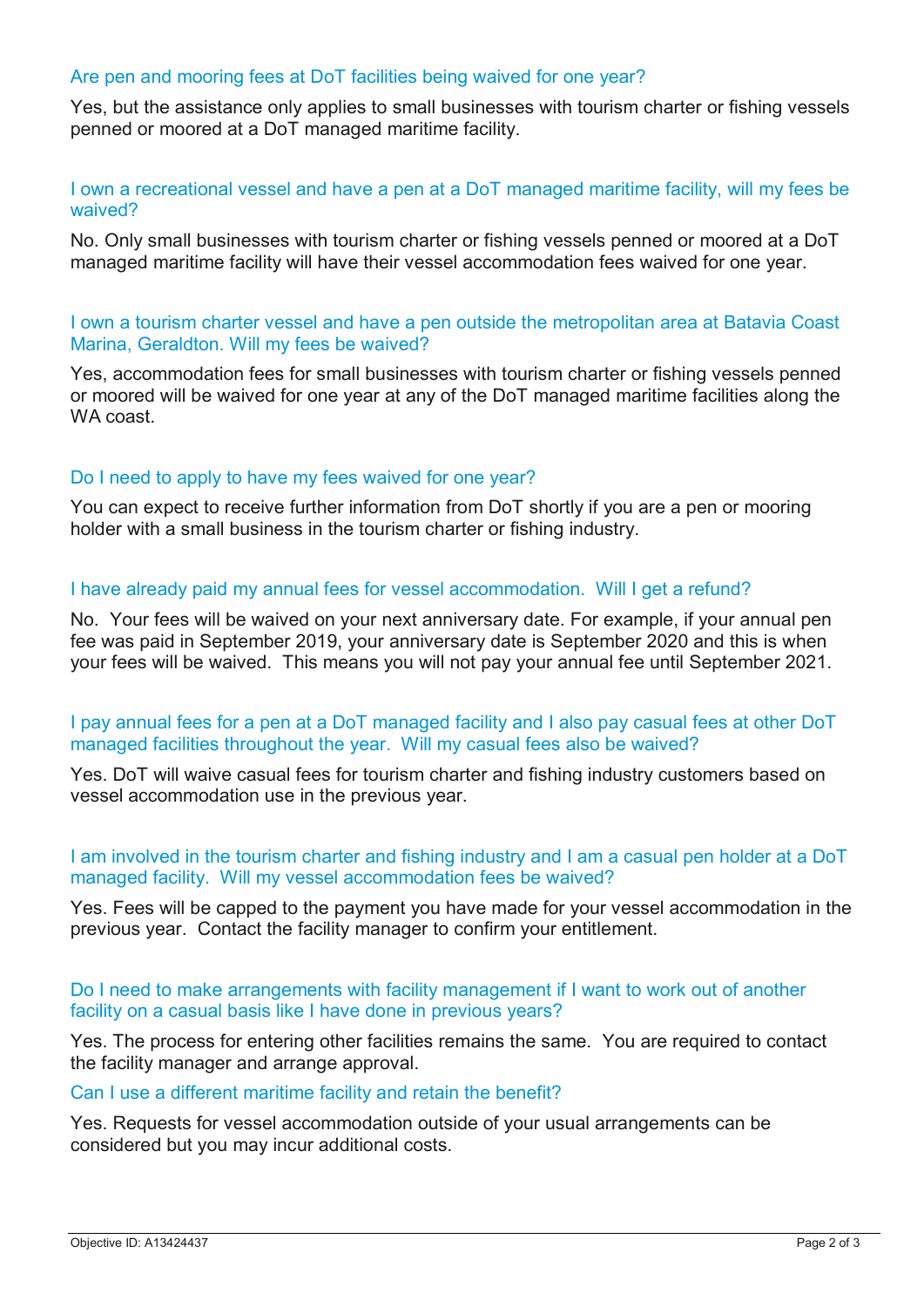### Are pen and mooring fees at DoT facilities being waived for one year?

Yes, but the assistance only applies to small businesses with tourism charter or fishing vessels penned or moored at a DoT managed maritime facility.

### I own a recreational vessel and have a pen at a DoT managed maritime facility, will my fees be waived?

No. Only small businesses with tourism charter or fishing vessels penned or moored at a DoT managed maritime facility will have their vessel accommodation fees waived for one year.

### I own a tourism charter vessel and have a pen outside the metropolitan area at Batavia Coast Marina, Geraldton. Will my fees be waived?

Yes, accommodation fees for small businesses with tourism charter or fishing vessels penned or moored will be waived for one year at any of the DoT managed maritime facilities along the WA coast.

### Do I need to apply to have my fees waived for one year?

You can expect to receive further information from DoT shortly if you are a pen or mooring holder with a small business in the tourism charter or fishing industry.

### I have already paid my annual fees for vessel accommodation. Will I get a refund?

No. Your fees will be waived on your next anniversary date. For example, if your annual pen fee was paid in September 2019, your anniversary date is September 2020 and this is when your fees will be waived. This means you will not pay your annual fee until September 2021.

### I pay annual fees for a pen at a DoT managed facility and I also pay casual fees at other DoT managed facilities throughout the year. Will my casual fees also be waived?

Yes. DoT will waive casual fees for tourism charter and fishing industry customers based on vessel accommodation use in the previous year.

### I am involved in the tourism charter and fishing industry and I am a casual pen holder at a DoT managed facility. Will my vessel accommodation fees be waived?

Yes. Fees will be capped to the payment you have made for your vessel accommodation in the previous year. Contact the facility manager to confirm your entitlement.

### Do I need to make arrangements with facility management if I want to work out of another facility on a casual basis like I have done in previous years?

Yes. The process for entering other facilities remains the same. You are required to contact the facility manager and arrange approval.

### Can I use a different maritime facility and retain the benefit?

Yes. Requests for vessel accommodation outside of your usual arrangements can be considered but you may incur additional costs.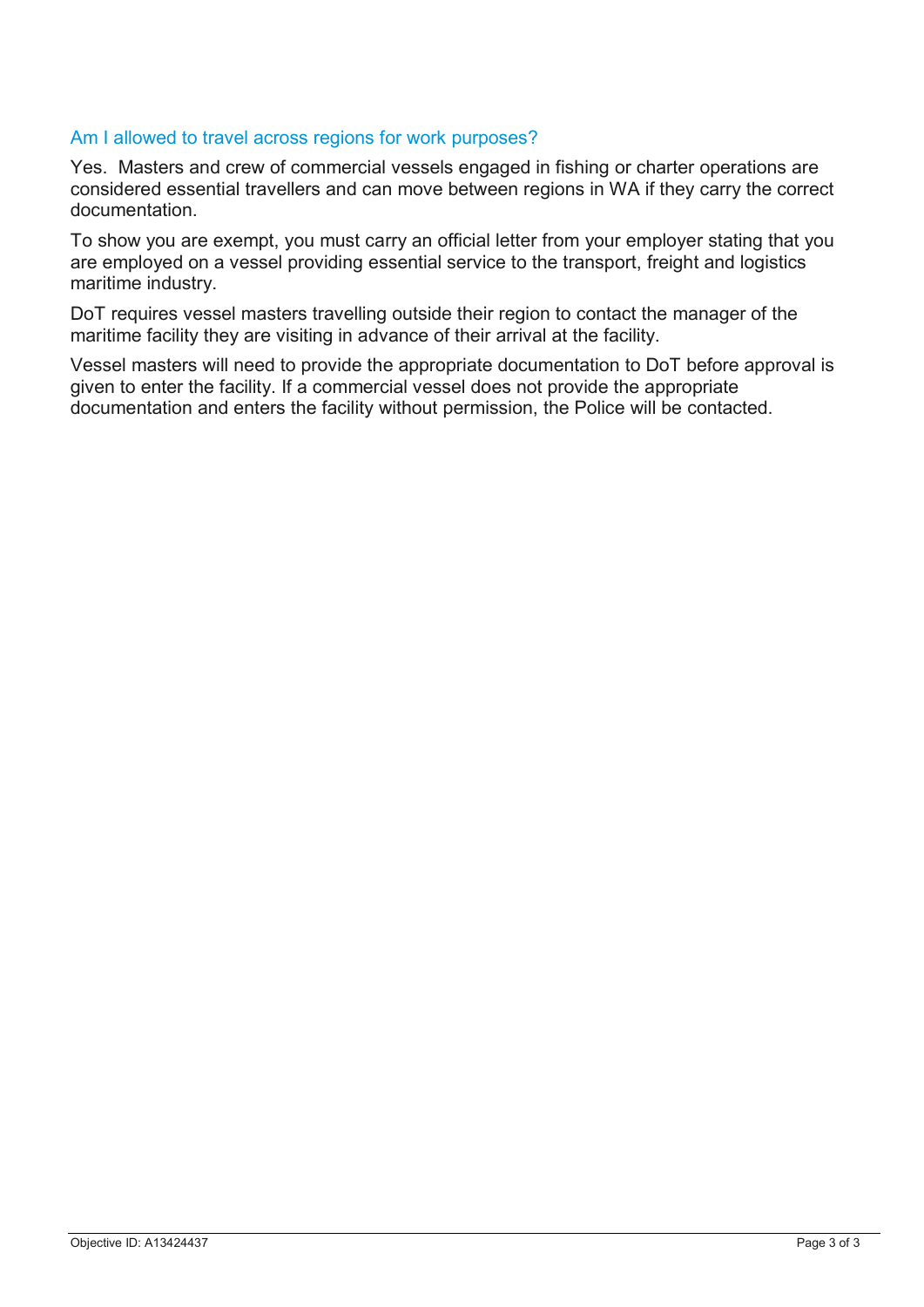## Am I allowed to travel across regions for work purposes?

Yes. Masters and crew of commercial vessels engaged in fishing or charter operations are considered essential travellers and can move between regions in WA if they carry the correct documentation.

To show you are exempt, you must carry an official letter from your employer stating that you are employed on a vessel providing essential service to the transport, freight and logistics maritime industry.

DoT requires vessel masters travelling outside their region to contact the manager of the maritime facility they are visiting in advance of their arrival at the facility.

Vessel masters will need to provide the appropriate documentation to DoT before approval is given to enter the facility. If a commercial vessel does not provide the appropriate documentation and enters the facility without permission, the Police will be contacted.